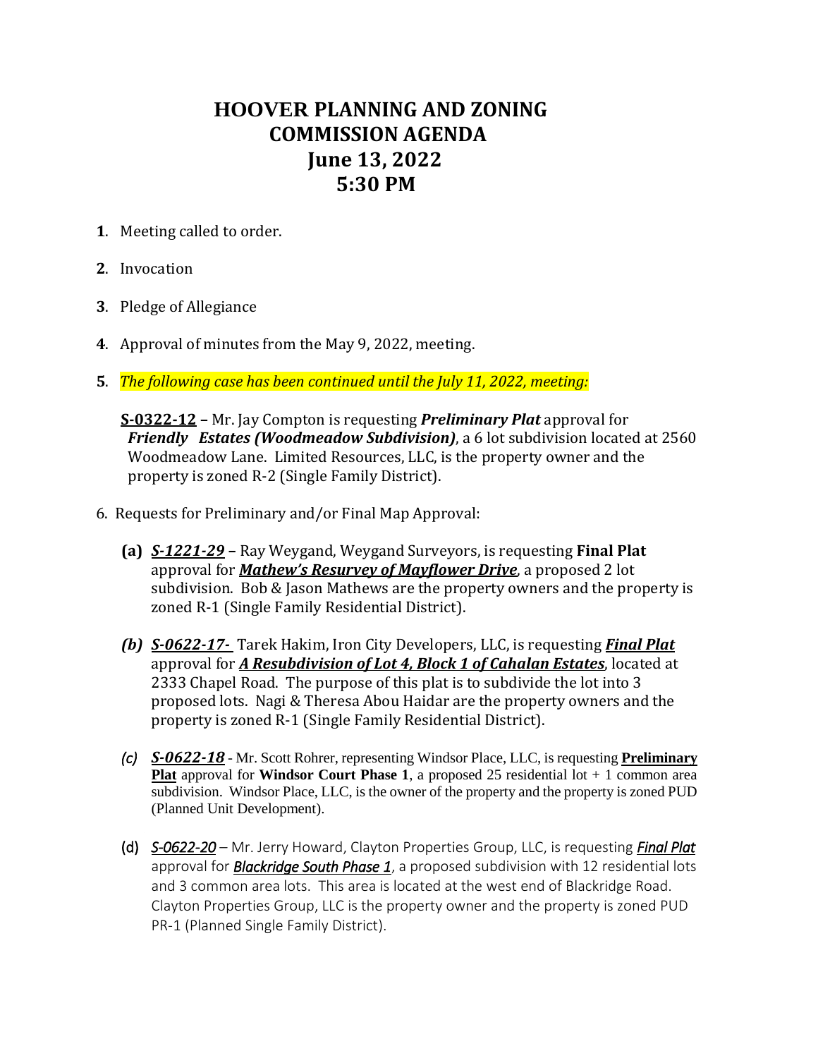# HOOVER PLANNING AND ZONING COMMISSION AGENDA
# June 13, 2022
# 5:30 PM

**1**. Meeting called to order.

**2**. Invocation

**3**. Pledge of Allegiance

**4**. Approval of minutes from the May 9, 2022, meeting.

**5**. *The following case has been continued until the July 11, 2022, meeting:*

**S-0322-12** – Mr. Jay Compton is requesting ***Preliminary Plat*** approval for ***Friendly Estates (Woodmeadow Subdivision)***, a 6 lot subdivision located at 2560 Woodmeadow Lane. Limited Resources, LLC, is the property owner and the property is zoned R-2 (Single Family District).

6. Requests for Preliminary and/or Final Map Approval:

**(a)** ***S-1221-29*** **–** Ray Weygand, Weygand Surveyors, is requesting **Final Plat** approval for ***Mathew's Resurvey of Mayflower Drive***, a proposed 2 lot subdivision. Bob & Jason Mathews are the property owners and the property is zoned R-1 (Single Family Residential District).

***(b)*** ***S-0622-17-*** Tarek Hakim, Iron City Developers, LLC, is requesting ***Final Plat*** approval for ***A Resubdivision of Lot 4, Block 1 of Cahalan Estates***, located at 2333 Chapel Road. The purpose of this plat is to subdivide the lot into 3 proposed lots. Nagi & Theresa Abou Haidar are the property owners and the property is zoned R-1 (Single Family Residential District).

*(c)* ***S-0622-18*** - Mr. Scott Rohrer, representing Windsor Place, LLC, is requesting **Preliminary Plat** approval for **Windsor Court Phase 1**, a proposed 25 residential lot + 1 common area subdivision. Windsor Place, LLC, is the owner of the property and the property is zoned PUD (Planned Unit Development).

(d) ***S-0622-20*** – Mr. Jerry Howard, Clayton Properties Group, LLC, is requesting ***Final Plat*** approval for ***Blackridge South Phase 1***, a proposed subdivision with 12 residential lots and 3 common area lots. This area is located at the west end of Blackridge Road. Clayton Properties Group, LLC is the property owner and the property is zoned PUD PR-1 (Planned Single Family District).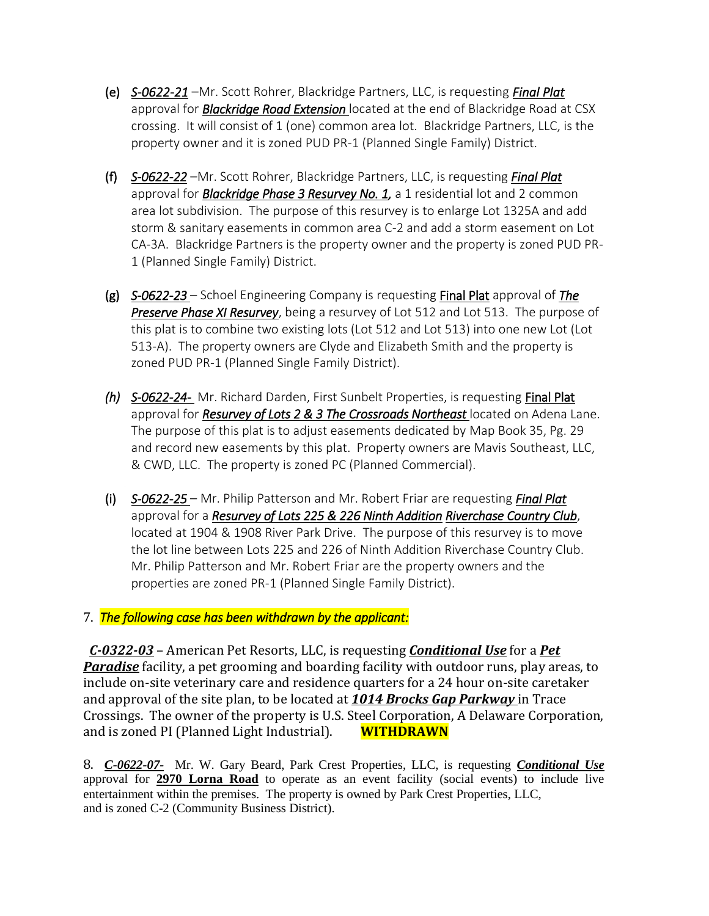(e) ***S-0622-21*** –Mr. Scott Rohrer, Blackridge Partners, LLC, is requesting ***Final Plat*** approval for ***Blackridge Road Extension*** located at the end of Blackridge Road at CSX crossing. It will consist of 1 (one) common area lot. Blackridge Partners, LLC, is the property owner and it is zoned PUD PR-1 (Planned Single Family) District.

(f) ***S-0622-22*** –Mr. Scott Rohrer, Blackridge Partners, LLC, is requesting ***Final Plat*** approval for ***Blackridge Phase 3 Resurvey No. 1,*** a 1 residential lot and 2 common area lot subdivision. The purpose of this resurvey is to enlarge Lot 1325A and add storm & sanitary easements in common area C-2 and add a storm easement on Lot CA-3A. Blackridge Partners is the property owner and the property is zoned PUD PR-1 (Planned Single Family) District.

(g) ***S-0622-23*** – Schoel Engineering Company is requesting **Final Plat** approval of ***The Preserve Phase XI Resurvey***, being a resurvey of Lot 512 and Lot 513. The purpose of this plat is to combine two existing lots (Lot 512 and Lot 513) into one new Lot (Lot 513-A). The property owners are Clyde and Elizabeth Smith and the property is zoned PUD PR-1 (Planned Single Family District).

*(h)* ***S-0622-24-*** Mr. Richard Darden, First Sunbelt Properties, is requesting **Final Plat** approval for ***Resurvey of Lots 2 & 3 The Crossroads Northeast*** located on Adena Lane. The purpose of this plat is to adjust easements dedicated by Map Book 35, Pg. 29 and record new easements by this plat. Property owners are Mavis Southeast, LLC, & CWD, LLC. The property is zoned PC (Planned Commercial).

(i) ***S-0622-25*** – Mr. Philip Patterson and Mr. Robert Friar are requesting ***Final Plat*** approval for a ***Resurvey of Lots 225 & 226 Ninth Addition Riverchase Country Club***, located at 1904 & 1908 River Park Drive. The purpose of this resurvey is to move the lot line between Lots 225 and 226 of Ninth Addition Riverchase Country Club. Mr. Philip Patterson and Mr. Robert Friar are the property owners and the properties are zoned PR-1 (Planned Single Family District).

7. *The following case has been withdrawn by the applicant:*

***C-0322-03*** – American Pet Resorts, LLC, is requesting ***Conditional Use*** for a ***Pet Paradise*** facility, a pet grooming and boarding facility with outdoor runs, play areas, to include on-site veterinary care and residence quarters for a 24 hour on-site caretaker and approval of the site plan, to be located at ***1014 Brocks Gap Parkway*** in Trace Crossings. The owner of the property is U.S. Steel Corporation, A Delaware Corporation, and is zoned PI (Planned Light Industrial). **WITHDRAWN**

8. ***C-0622-07-*** Mr. W. Gary Beard, Park Crest Properties, LLC, is requesting ***Conditional Use*** approval for **2970 Lorna Road** to operate as an event facility (social events) to include live entertainment within the premises. The property is owned by Park Crest Properties, LLC, and is zoned C-2 (Community Business District).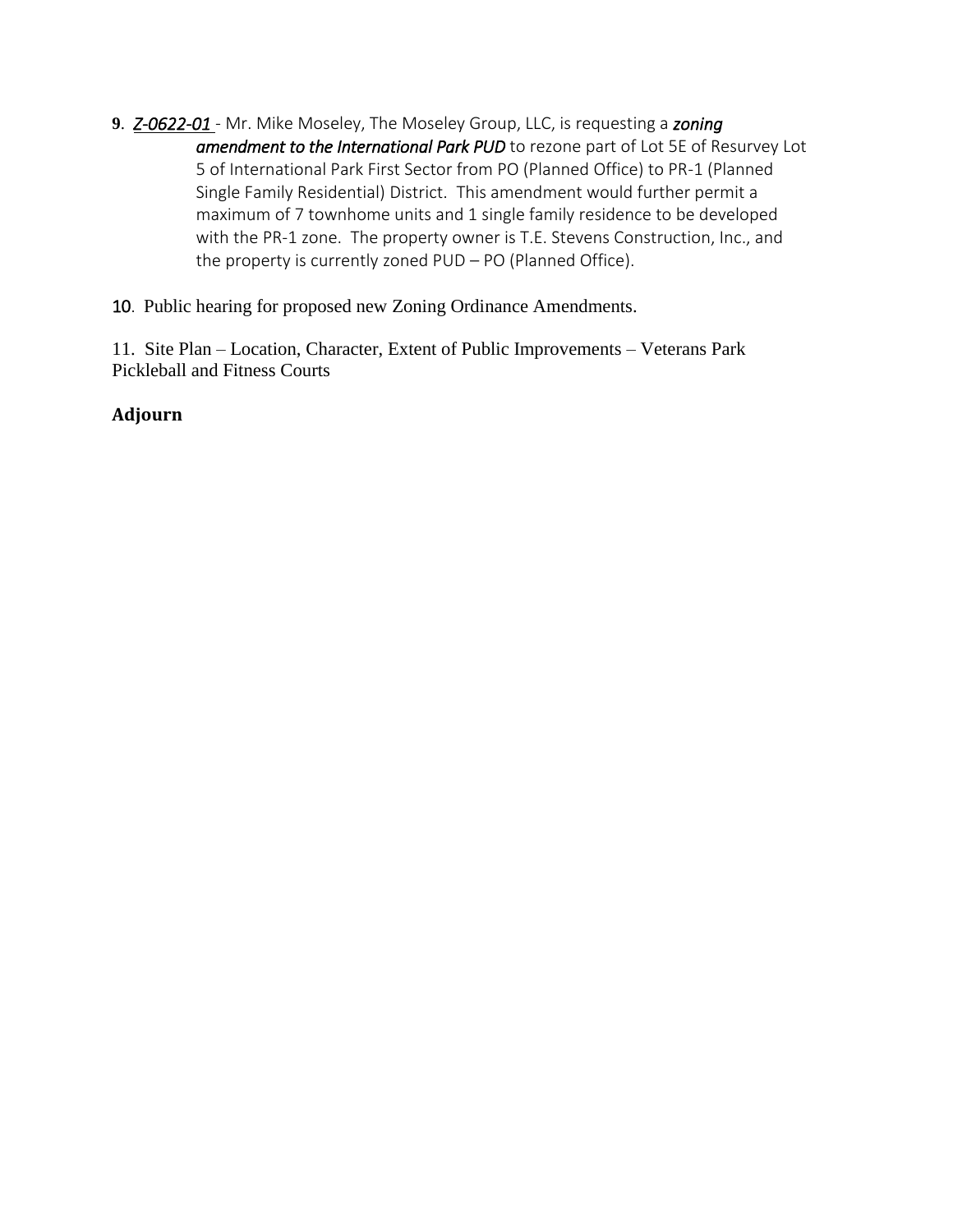**9**. *Z-0622-01* - Mr. Mike Moseley, The Moseley Group, LLC, is requesting a ***zoning amendment to the International Park PUD*** to rezone part of Lot 5E of Resurvey Lot 5 of International Park First Sector from PO (Planned Office) to PR-1 (Planned Single Family Residential) District. This amendment would further permit a maximum of 7 townhome units and 1 single family residence to be developed with the PR-1 zone. The property owner is T.E. Stevens Construction, Inc., and the property is currently zoned PUD – PO (Planned Office).

10. Public hearing for proposed new Zoning Ordinance Amendments.

11. Site Plan – Location, Character, Extent of Public Improvements – Veterans Park Pickleball and Fitness Courts

**Adjourn**